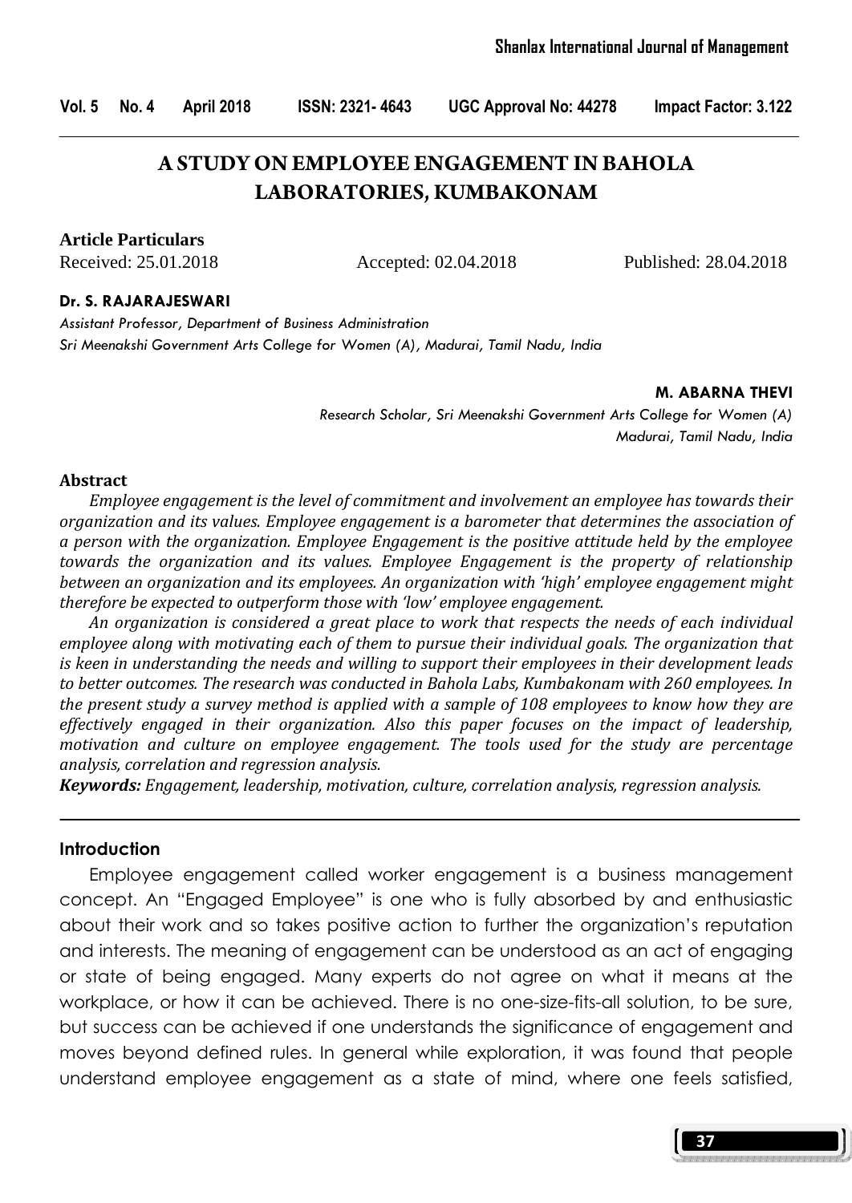# A STUDY ON EMPLOYEE ENGAGEMENT IN BAHOLA LABORATORIES, KUMBAKONAM

**Article Particulars**

Received: 25.01.2018 Accepted: 02.04.2018 Published: 28.04.2018

**Dr. S. RAJARAJESWARI**

*Assistant Professor, Department of Business Administration*
*Sri Meenakshi Government Arts College for Women (A), Madurai, Tamil Nadu, India*

**M. ABARNA THEVI**

*Research Scholar, Sri Meenakshi Government Arts College for Women (A)*
*Madurai, Tamil Nadu, India*

## Abstract

*Employee engagement is the level of commitment and involvement an employee has towards their organization and its values. Employee engagement is a barometer that determines the association of a person with the organization. Employee Engagement is the positive attitude held by the employee towards the organization and its values. Employee Engagement is the property of relationship between an organization and its employees. An organization with 'high' employee engagement might therefore be expected to outperform those with 'low' employee engagement.*

*An organization is considered a great place to work that respects the needs of each individual employee along with motivating each of them to pursue their individual goals. The organization that is keen in understanding the needs and willing to support their employees in their development leads to better outcomes. The research was conducted in Bahola Labs, Kumbakonam with 260 employees. In the present study a survey method is applied with a sample of 108 employees to know how they are effectively engaged in their organization. Also this paper focuses on the impact of leadership, motivation and culture on employee engagement. The tools used for the study are percentage analysis, correlation and regression analysis.*

***Keywords:*** *Engagement, leadership, motivation, culture, correlation analysis, regression analysis.*

## Introduction

Employee engagement called worker engagement is a business management concept. An "Engaged Employee" is one who is fully absorbed by and enthusiastic about their work and so takes positive action to further the organization's reputation and interests. The meaning of engagement can be understood as an act of engaging or state of being engaged. Many experts do not agree on what it means at the workplace, or how it can be achieved. There is no one-size-fits-all solution, to be sure, but success can be achieved if one understands the significance of engagement and moves beyond defined rules. In general while exploration, it was found that people understand employee engagement as a state of mind, where one feels satisfied,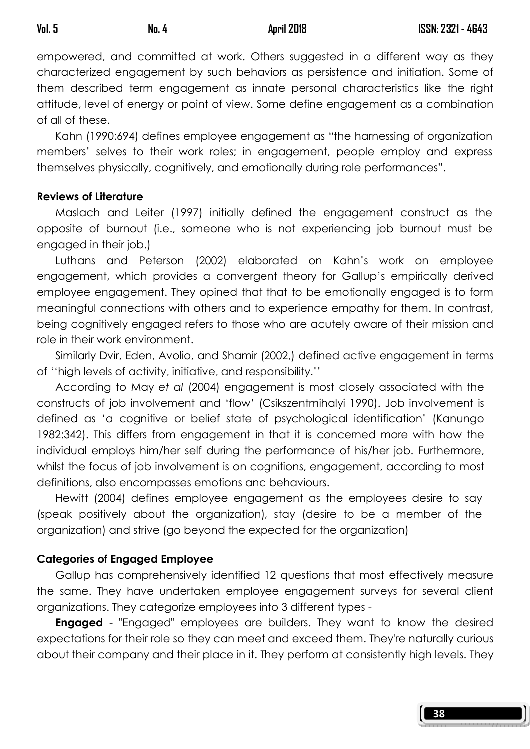empowered, and committed at work. Others suggested in a different way as they characterized engagement by such behaviors as persistence and initiation. Some of them described term engagement as innate personal characteristics like the right attitude, level of energy or point of view. Some define engagement as a combination of all of these.

Kahn (1990:694) defines employee engagement as "the harnessing of organization members' selves to their work roles; in engagement, people employ and express themselves physically, cognitively, and emotionally during role performances".

**Reviews of Literature**

Maslach and Leiter (1997) initially defined the engagement construct as the opposite of burnout (i.e., someone who is not experiencing job burnout must be engaged in their job.)

Luthans and Peterson (2002) elaborated on Kahn's work on employee engagement, which provides a convergent theory for Gallup's empirically derived employee engagement. They opined that that to be emotionally engaged is to form meaningful connections with others and to experience empathy for them. In contrast, being cognitively engaged refers to those who are acutely aware of their mission and role in their work environment.

Similarly Dvir, Eden, Avolio, and Shamir (2002,) defined active engagement in terms of ''high levels of activity, initiative, and responsibility.''

According to May *et al* (2004) engagement is most closely associated with the constructs of job involvement and 'flow' (Csikszentmihalyi 1990). Job involvement is defined as 'a cognitive or belief state of psychological identification' (Kanungo 1982:342). This differs from engagement in that it is concerned more with how the individual employs him/her self during the performance of his/her job. Furthermore, whilst the focus of job involvement is on cognitions, engagement, according to most definitions, also encompasses emotions and behaviours.

Hewitt (2004) defines employee engagement as the employees desire to say (speak positively about the organization), stay (desire to be a member of the organization) and strive (go beyond the expected for the organization)

**Categories of Engaged Employee**

Gallup has comprehensively identified 12 questions that most effectively measure the same. They have undertaken employee engagement surveys for several client organizations. They categorize employees into 3 different types -

**Engaged** - "Engaged" employees are builders. They want to know the desired expectations for their role so they can meet and exceed them. They're naturally curious about their company and their place in it. They perform at consistently high levels. They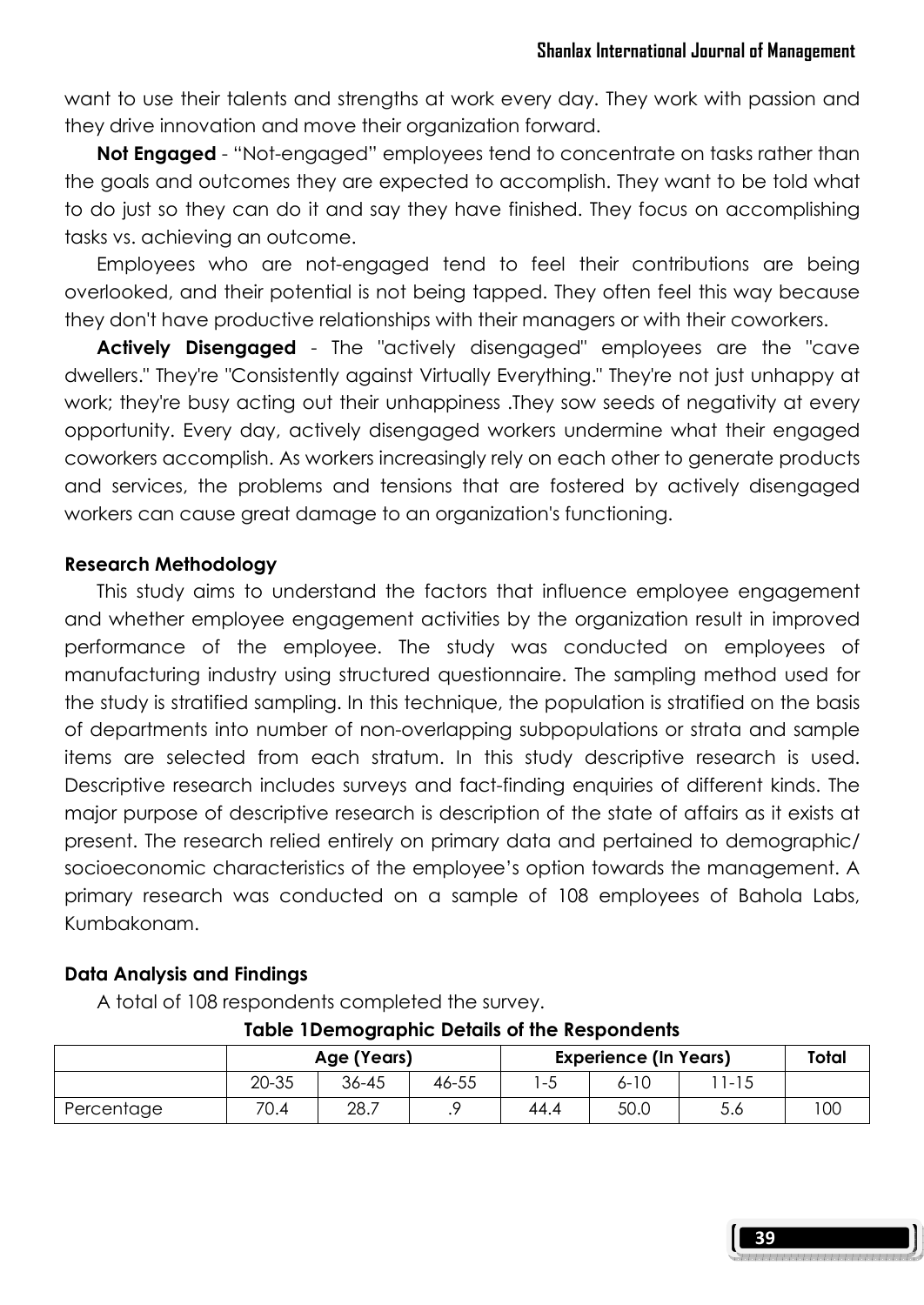want to use their talents and strengths at work every day. They work with passion and they drive innovation and move their organization forward.

**Not Engaged** - "Not-engaged" employees tend to concentrate on tasks rather than the goals and outcomes they are expected to accomplish. They want to be told what to do just so they can do it and say they have finished. They focus on accomplishing tasks vs. achieving an outcome.

Employees who are not-engaged tend to feel their contributions are being overlooked, and their potential is not being tapped. They often feel this way because they don't have productive relationships with their managers or with their coworkers.

**Actively Disengaged** - The "actively disengaged" employees are the "cave dwellers." They're "Consistently against Virtually Everything." They're not just unhappy at work; they're busy acting out their unhappiness .They sow seeds of negativity at every opportunity. Every day, actively disengaged workers undermine what their engaged coworkers accomplish. As workers increasingly rely on each other to generate products and services, the problems and tensions that are fostered by actively disengaged workers can cause great damage to an organization's functioning.

### Research Methodology

This study aims to understand the factors that influence employee engagement and whether employee engagement activities by the organization result in improved performance of the employee. The study was conducted on employees of manufacturing industry using structured questionnaire. The sampling method used for the study is stratified sampling. In this technique, the population is stratified on the basis of departments into number of non-overlapping subpopulations or strata and sample items are selected from each stratum. In this study descriptive research is used. Descriptive research includes surveys and fact-finding enquiries of different kinds. The major purpose of descriptive research is description of the state of affairs as it exists at present. The research relied entirely on primary data and pertained to demographic/ socioeconomic characteristics of the employee's option towards the management. A primary research was conducted on a sample of 108 employees of Bahola Labs, Kumbakonam.

### Data Analysis and Findings

A total of 108 respondents completed the survey.

**Table 1Demographic Details of the Respondents**

| | Age (Years) | | | Experience (In Years) | | | Total |
|---|---|---|---|---|---|---|---|
| | 20-35 | 36-45 | 46-55 | 1-5 | 6-10 | 11-15 | |
| Percentage | 70.4 | 28.7 | .9 | 44.4 | 50.0 | 5.6 | 100 |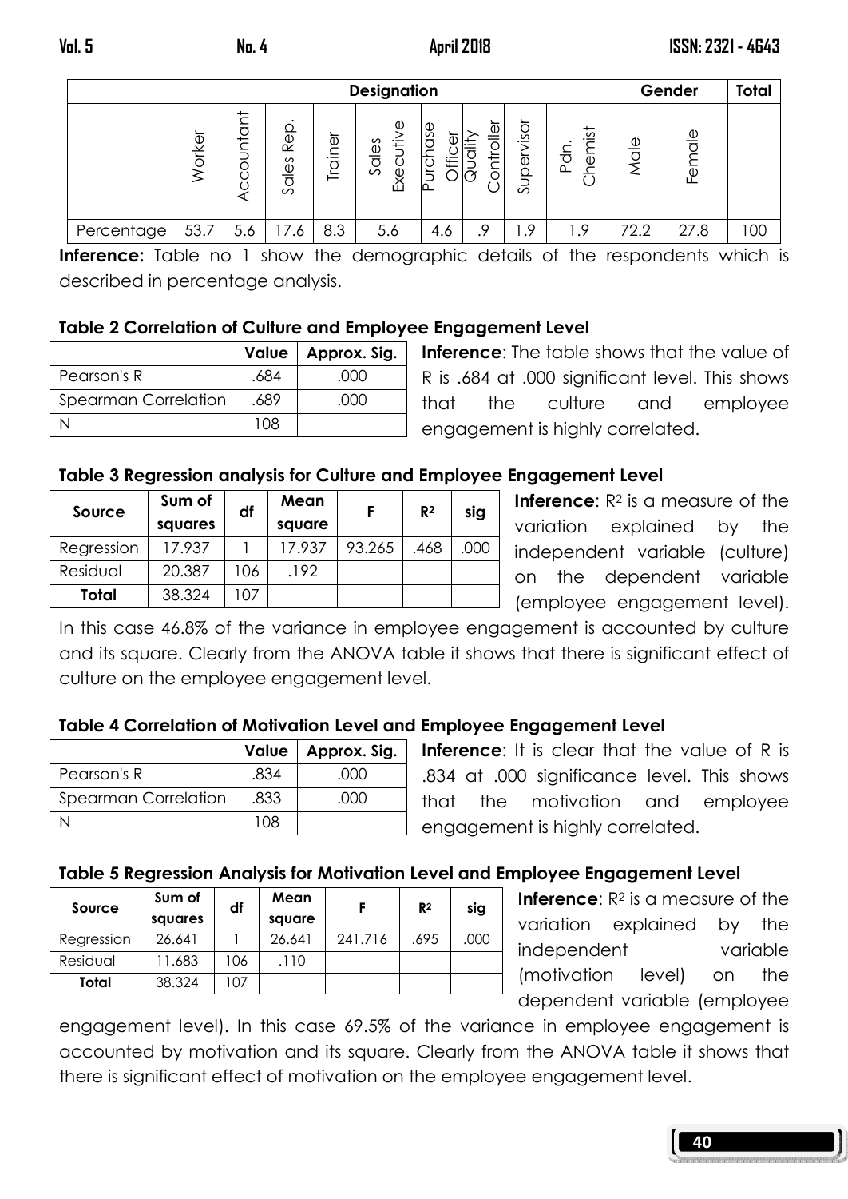| | Designation | | | | | | | | | Gender | | Total |
|---|---|---|---|---|---|---|---|---|---|---|---|---|
| | Worker | Accountant | Sales Rep. | Trainer | Sales Executive | Purchase Officer | Quality Controller | Supervisor | Pdn. Chemist | Male | Female | |
| Percentage | 53.7 | 5.6 | 17.6 | 8.3 | 5.6 | 4.6 | .9 | 1.9 | 1.9 | 72.2 | 27.8 | 100 |

**Inference:** Table no 1 show the demographic details of the respondents which is described in percentage analysis.

**Table 2 Correlation of Culture and Employee Engagement Level**

| | Value | Approx. Sig. |
|---|---|---|
| Pearson's R | .684 | .000 |
| Spearman Correlation | .689 | .000 |
| N | 108 | |

**Inference**: The table shows that the value of R is .684 at .000 significant level. This shows that the culture and employee engagement is highly correlated.

**Table 3 Regression analysis for Culture and Employee Engagement Level**

| Source | Sum of squares | df | Mean square | F | $R^2$ | sig |
|---|---|---|---|---|---|---|
| Regression | 17.937 | 1 | 17.937 | 93.265 | .468 | .000 |
| Residual | 20.387 | 106 | .192 | | | |
| **Total** | 38.324 | 107 | | | | |

**Inference**: $R^2$ is a measure of the variation explained by the independent variable (culture) on the dependent variable (employee engagement level). In this case 46.8% of the variance in employee engagement is accounted by culture and its square. Clearly from the ANOVA table it shows that there is significant effect of culture on the employee engagement level.

**Table 4 Correlation of Motivation Level and Employee Engagement Level**

| | Value | Approx. Sig. |
|---|---|---|
| Pearson's R | .834 | .000 |
| Spearman Correlation | .833 | .000 |
| N | 108 | |

**Inference**: It is clear that the value of R is .834 at .000 significance level. This shows that the motivation and employee engagement is highly correlated.

**Table 5 Regression Analysis for Motivation Level and Employee Engagement Level**

| Source | Sum of squares | df | Mean square | F | $R^2$ | sig |
|---|---|---|---|---|---|---|
| Regression | 26.641 | 1 | 26.641 | 241.716 | .695 | .000 |
| Residual | 11.683 | 106 | .110 | | | |
| **Total** | 38.324 | 107 | | | | |

**Inference**: $R^2$ is a measure of the variation explained by the independent variable (motivation level) on the dependent variable (employee engagement level). In this case 69.5% of the variance in employee engagement is accounted by motivation and its square. Clearly from the ANOVA table it shows that there is significant effect of motivation on the employee engagement level.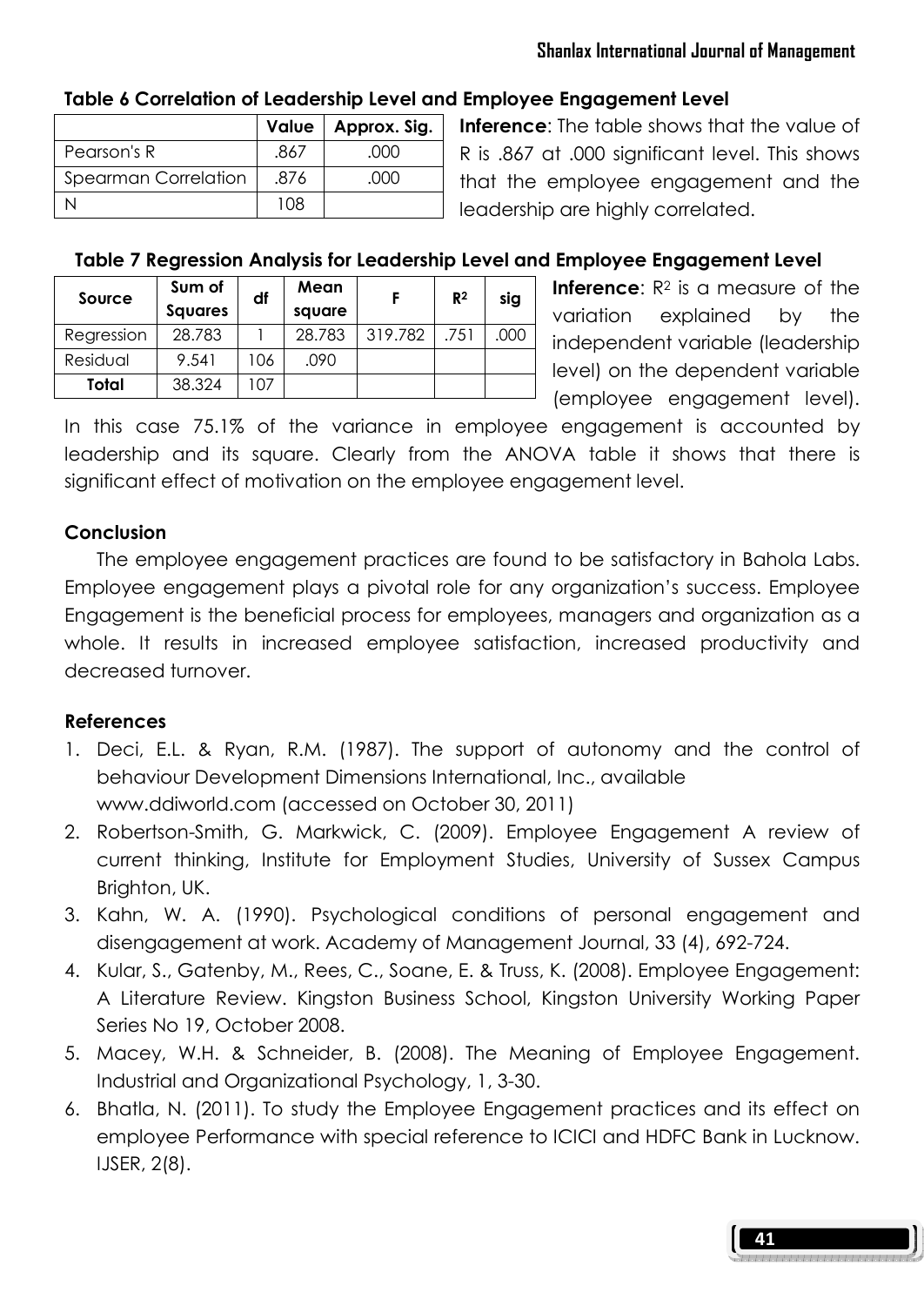**Table 6 Correlation of Leadership Level and Employee Engagement Level**

| | Value | Approx. Sig. |
|---|---|---|
| Pearson's R | .867 | .000 |
| Spearman Correlation | .876 | .000 |
| N | 108 | |

**Inference**: The table shows that the value of R is .867 at .000 significant level. This shows that the employee engagement and the leadership are highly correlated.

**Table 7 Regression Analysis for Leadership Level and Employee Engagement Level**

| Source | Sum of Squares | df | Mean square | F | $R^2$ | sig |
|---|---|---|---|---|---|---|
| Regression | 28.783 | 1 | 28.783 | 319.782 | .751 | .000 |
| Residual | 9.541 | 106 | .090 | | | |
| **Total** | 38.324 | 107 | | | | |

**Inference**: $R^2$ is a measure of the variation explained by the independent variable (leadership level) on the dependent variable (employee engagement level). In this case 75.1% of the variance in employee engagement is accounted by leadership and its square. Clearly from the ANOVA table it shows that there is significant effect of motivation on the employee engagement level.

## Conclusion

The employee engagement practices are found to be satisfactory in Bahola Labs. Employee engagement plays a pivotal role for any organization's success. Employee Engagement is the beneficial process for employees, managers and organization as a whole. It results in increased employee satisfaction, increased productivity and decreased turnover.

## References

1. Deci, E.L. & Ryan, R.M. (1987). The support of autonomy and the control of behaviour Development Dimensions International, Inc., available www.ddiworld.com (accessed on October 30, 2011)
2. Robertson-Smith, G. Markwick, C. (2009). Employee Engagement A review of current thinking, Institute for Employment Studies, University of Sussex Campus Brighton, UK.
3. Kahn, W. A. (1990). Psychological conditions of personal engagement and disengagement at work. Academy of Management Journal, 33 (4), 692-724.
4. Kular, S., Gatenby, M., Rees, C., Soane, E. & Truss, K. (2008). Employee Engagement: A Literature Review. Kingston Business School, Kingston University Working Paper Series No 19, October 2008.
5. Macey, W.H. & Schneider, B. (2008). The Meaning of Employee Engagement. Industrial and Organizational Psychology, 1, 3-30.
6. Bhatla, N. (2011). To study the Employee Engagement practices and its effect on employee Performance with special reference to ICICI and HDFC Bank in Lucknow. IJSER, 2(8).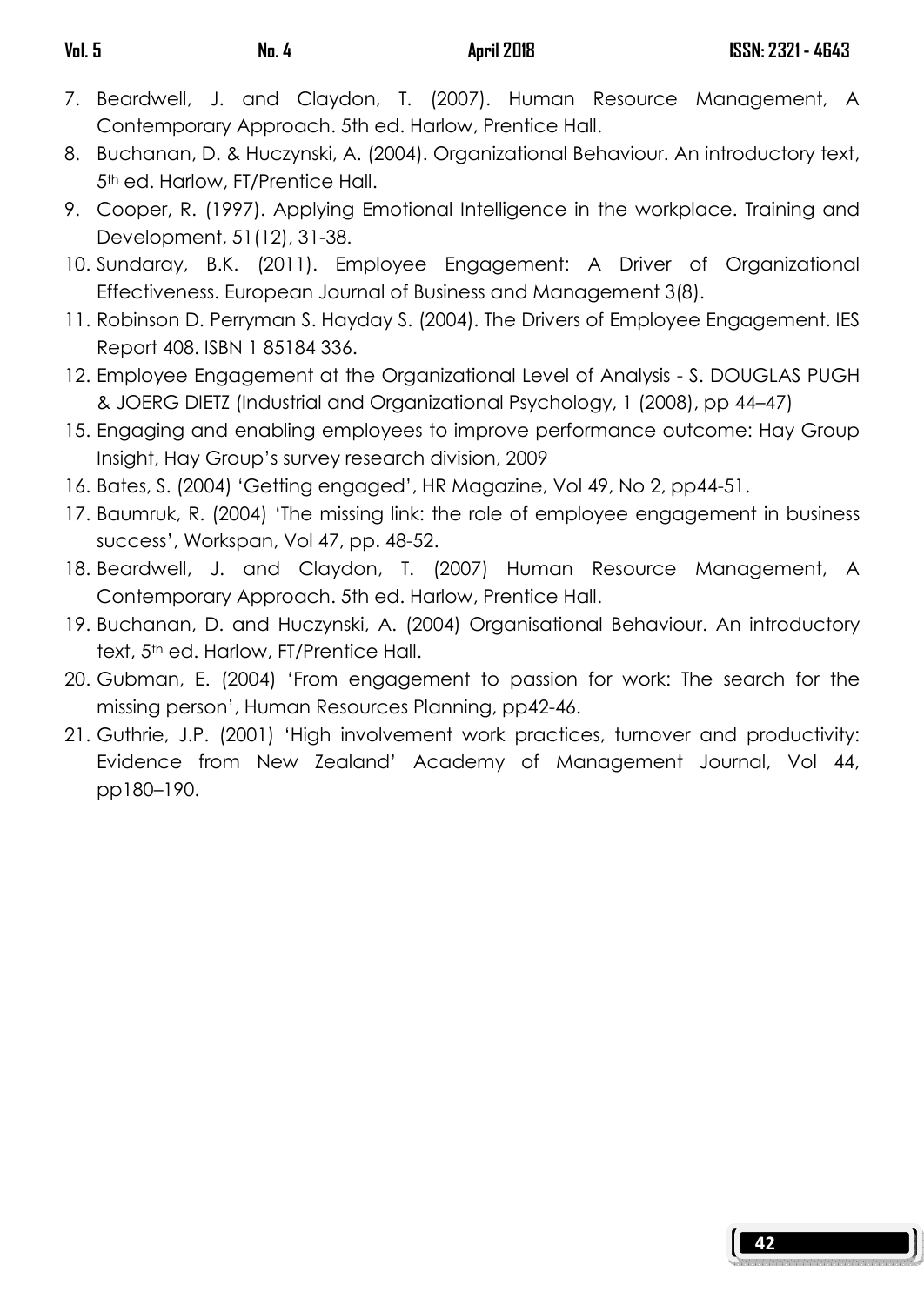7. Beardwell, J. and Claydon, T. (2007). Human Resource Management, A Contemporary Approach. 5th ed. Harlow, Prentice Hall.
8. Buchanan, D. & Huczynski, A. (2004). Organizational Behaviour. An introductory text, 5th ed. Harlow, FT/Prentice Hall.
9. Cooper, R. (1997). Applying Emotional Intelligence in the workplace. Training and Development, 51(12), 31-38.
10. Sundaray, B.K. (2011). Employee Engagement: A Driver of Organizational Effectiveness. European Journal of Business and Management 3(8).
11. Robinson D. Perryman S. Hayday S. (2004). The Drivers of Employee Engagement. IES Report 408. ISBN 1 85184 336.
12. Employee Engagement at the Organizational Level of Analysis - S. DOUGLAS PUGH & JOERG DIETZ (Industrial and Organizational Psychology, 1 (2008), pp 44–47)
15. Engaging and enabling employees to improve performance outcome: Hay Group Insight, Hay Group's survey research division, 2009
16. Bates, S. (2004) 'Getting engaged', HR Magazine, Vol 49, No 2, pp44-51.
17. Baumruk, R. (2004) 'The missing link: the role of employee engagement in business success', Workspan, Vol 47, pp. 48-52.
18. Beardwell, J. and Claydon, T. (2007) Human Resource Management, A Contemporary Approach. 5th ed. Harlow, Prentice Hall.
19. Buchanan, D. and Huczynski, A. (2004) Organisational Behaviour. An introductory text, 5th ed. Harlow, FT/Prentice Hall.
20. Gubman, E. (2004) 'From engagement to passion for work: The search for the missing person', Human Resources Planning, pp42-46.
21. Guthrie, J.P. (2001) 'High involvement work practices, turnover and productivity: Evidence from New Zealand' Academy of Management Journal, Vol 44, pp180–190.